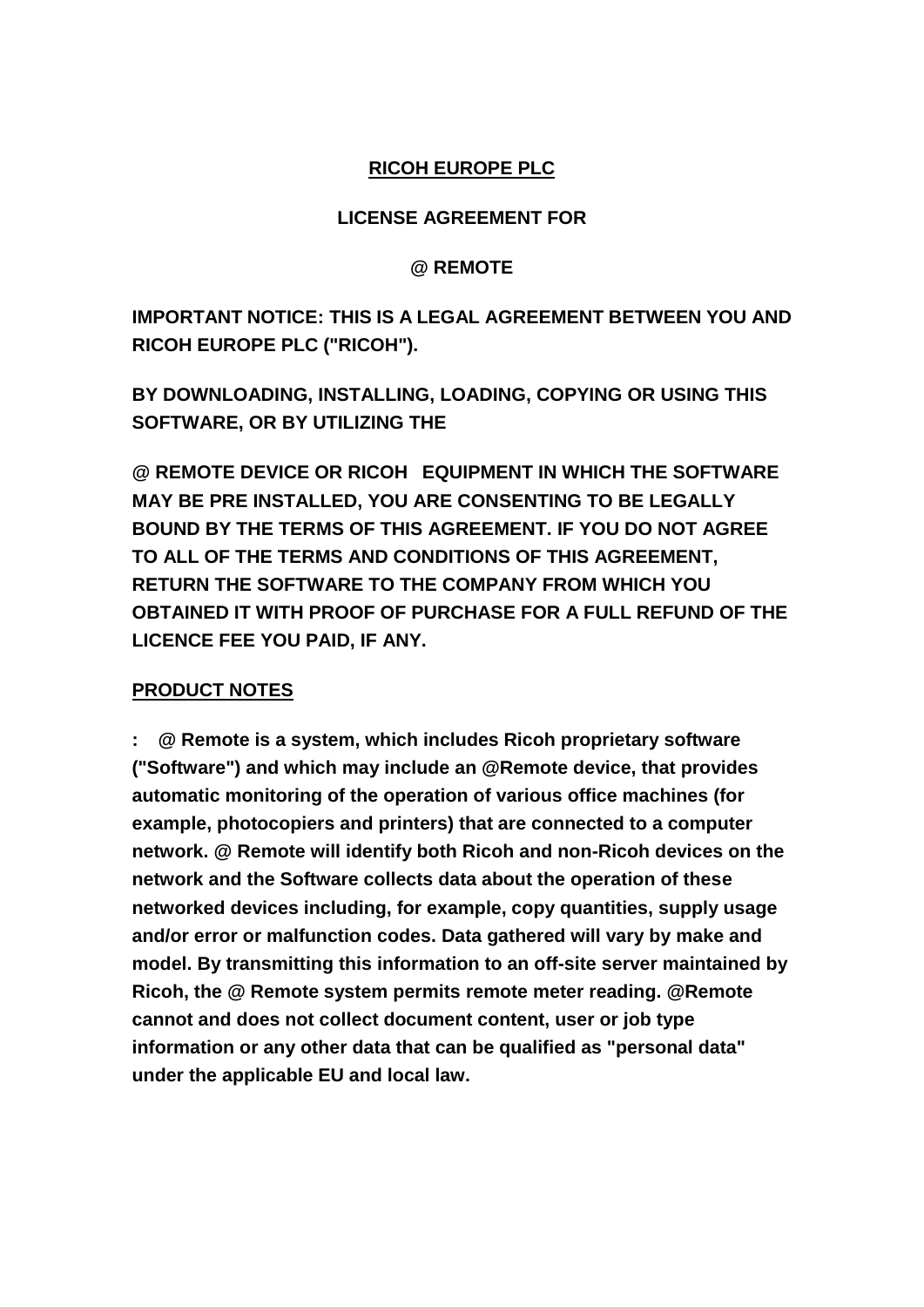**RICOH EUROPE PLC**

**LICENSE AGREEMENT FOR**

**@ REMOTE**

**IMPORTANT NOTICE: THIS IS A LEGAL AGREEMENT BETWEEN YOU AND RICOH EUROPE PLC ("RICOH").**

**BY DOWNLOADING, INSTALLING, LOADING, COPYING OR USING THIS SOFTWARE, OR BY UTILIZING THE**

**@ REMOTE DEVICE OR RICOH EQUIPMENT IN WHICH THE SOFTWARE MAY BE PRE INSTALLED, YOU ARE CONSENTING TO BE LEGALLY BOUND BY THE TERMS OF THIS AGREEMENT. IF YOU DO NOT AGREE TO ALL OF THE TERMS AND CONDITIONS OF THIS AGREEMENT, RETURN THE SOFTWARE TO THE COMPANY FROM WHICH YOU OBTAINED IT WITH PROOF OF PURCHASE FOR A FULL REFUND OF THE LICENCE FEE YOU PAID, IF ANY.**

**PRODUCT NOTES**

**: @ Remote is a system, which includes Ricoh proprietary software ("Software") and which may include an @Remote device, that provides automatic monitoring of the operation of various office machines (for example, photocopiers and printers) that are connected to a computer network. @ Remote will identify both Ricoh and non-Ricoh devices on the network and the Software collects data about the operation of these networked devices including, for example, copy quantities, supply usage and/or error or malfunction codes. Data gathered will vary by make and model. By transmitting this information to an off-site server maintained by Ricoh, the @ Remote system permits remote meter reading. @Remote cannot and does not collect document content, user or job type information or any other data that can be qualified as "personal data" under the applicable EU and local law.**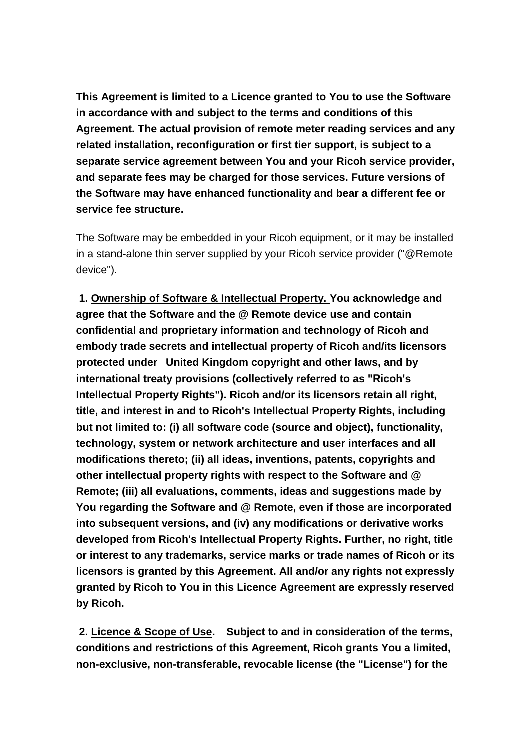**This Agreement is limited to a Licence granted to You to use the Software in accordance with and subject to the terms and conditions of this Agreement. The actual provision of remote meter reading services and any related installation, reconfiguration or first tier support, is subject to a separate service agreement between You and your Ricoh service provider, and separate fees may be charged for those services. Future versions of the Software may have enhanced functionality and bear a different fee or service fee structure.**

The Software may be embedded in your Ricoh equipment, or it may be installed in a stand-alone thin server supplied by your Ricoh service provider ("@Remote device").

**1. <u>Ownership of Software & Intellectual Property.</u> You acknowledge and agree that the Software and the @ Remote device use and contain confidential and proprietary information and technology of Ricoh and embody trade secrets and intellectual property of Ricoh and/its licensors protected under United Kingdom copyright and other laws, and by international treaty provisions (collectively referred to as "Ricoh's Intellectual Property Rights"). Ricoh and/or its licensors retain all right, title, and interest in and to Ricoh's Intellectual Property Rights, including but not limited to: (i) all software code (source and object), functionality, technology, system or network architecture and user interfaces and all modifications thereto; (ii) all ideas, inventions, patents, copyrights and other intellectual property rights with respect to the Software and @ Remote; (iii) all evaluations, comments, ideas and suggestions made by You regarding the Software and @ Remote, even if those are incorporated into subsequent versions, and (iv) any modifications or derivative works developed from Ricoh's Intellectual Property Rights. Further, no right, title or interest to any trademarks, service marks or trade names of Ricoh or its licensors is granted by this Agreement. All and/or any rights not expressly granted by Ricoh to You in this Licence Agreement are expressly reserved by Ricoh.**

**2. <u>Licence & Scope of Use</u>. Subject to and in consideration of the terms, conditions and restrictions of this Agreement, Ricoh grants You a limited, non-exclusive, non-transferable, revocable license (the "License") for the**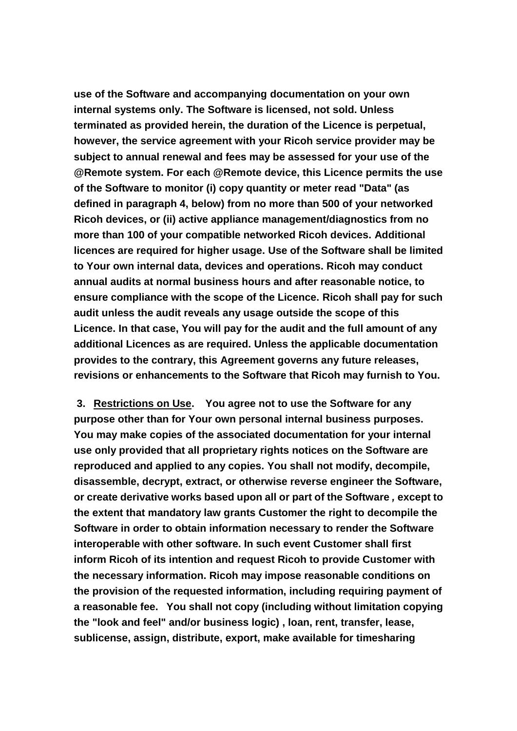**use of the Software and accompanying documentation on your own internal systems only. The Software is licensed, not sold. Unless terminated as provided herein, the duration of the Licence is perpetual, however, the service agreement with your Ricoh service provider may be subject to annual renewal and fees may be assessed for your use of the @Remote system. For each @Remote device, this Licence permits the use of the Software to monitor (i) copy quantity or meter read "Data" (as defined in paragraph 4, below) from no more than 500 of your networked Ricoh devices, or (ii) active appliance management/diagnostics from no more than 100 of your compatible networked Ricoh devices. Additional licences are required for higher usage. Use of the Software shall be limited to Your own internal data, devices and operations. Ricoh may conduct annual audits at normal business hours and after reasonable notice, to ensure compliance with the scope of the Licence. Ricoh shall pay for such audit unless the audit reveals any usage outside the scope of this Licence. In that case, You will pay for the audit and the full amount of any additional Licences as are required. Unless the applicable documentation provides to the contrary, this Agreement governs any future releases, revisions or enhancements to the Software that Ricoh may furnish to You.**

**3. <u>Restrictions on Use</u>. You agree not to use the Software for any purpose other than for Your own personal internal business purposes. You may make copies of the associated documentation for your internal use only provided that all proprietary rights notices on the Software are reproduced and applied to any copies. You shall not modify, decompile, disassemble, decrypt, extract, or otherwise reverse engineer the Software, or create derivative works based upon all or part of the Software , except to the extent that mandatory law grants Customer the right to decompile the Software in order to obtain information necessary to render the Software interoperable with other software. In such event Customer shall first inform Ricoh of its intention and request Ricoh to provide Customer with the necessary information. Ricoh may impose reasonable conditions on the provision of the requested information, including requiring payment of a reasonable fee. You shall not copy (including without limitation copying the "look and feel" and/or business logic) , loan, rent, transfer, lease, sublicense, assign, distribute, export, make available for timesharing**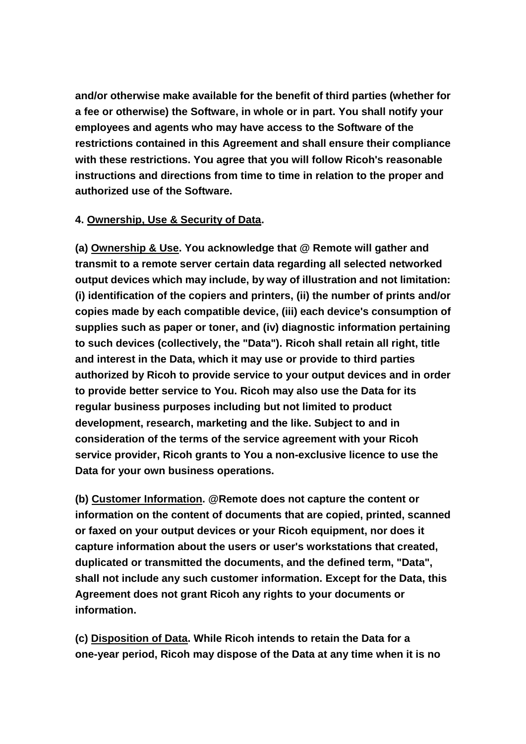**and/or otherwise make available for the benefit of third parties (whether for a fee or otherwise) the Software, in whole or in part. You shall notify your employees and agents who may have access to the Software of the restrictions contained in this Agreement and shall ensure their compliance with these restrictions. You agree that you will follow Ricoh's reasonable instructions and directions from time to time in relation to the proper and authorized use of the Software.**

**4. <u>Ownership, Use & Security of Data</u>.**

**(a) <u>Ownership & Use</u>. You acknowledge that @ Remote will gather and transmit to a remote server certain data regarding all selected networked output devices which may include, by way of illustration and not limitation: (i) identification of the copiers and printers, (ii) the number of prints and/or copies made by each compatible device, (iii) each device's consumption of supplies such as paper or toner, and (iv) diagnostic information pertaining to such devices (collectively, the "Data"). Ricoh shall retain all right, title and interest in the Data, which it may use or provide to third parties authorized by Ricoh to provide service to your output devices and in order to provide better service to You. Ricoh may also use the Data for its regular business purposes including but not limited to product development, research, marketing and the like. Subject to and in consideration of the terms of the service agreement with your Ricoh service provider, Ricoh grants to You a non-exclusive licence to use the Data for your own business operations.**

**(b) <u>Customer Information</u>. @Remote does not capture the content or information on the content of documents that are copied, printed, scanned or faxed on your output devices or your Ricoh equipment, nor does it capture information about the users or user's workstations that created, duplicated or transmitted the documents, and the defined term, "Data", shall not include any such customer information. Except for the Data, this Agreement does not grant Ricoh any rights to your documents or information.**

**(c) <u>Disposition of Data</u>. While Ricoh intends to retain the Data for a one-year period, Ricoh may dispose of the Data at any time when it is no**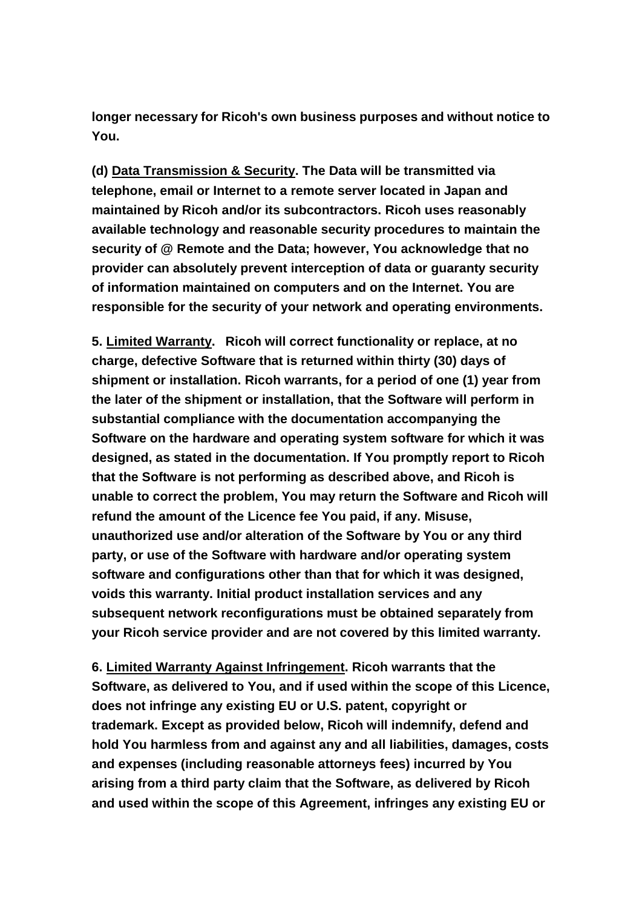**longer necessary for Ricoh's own business purposes and without notice to You.**

**(d) <u>Data Transmission & Security</u>. The Data will be transmitted via telephone, email or Internet to a remote server located in Japan and maintained by Ricoh and/or its subcontractors. Ricoh uses reasonably available technology and reasonable security procedures to maintain the security of @ Remote and the Data; however, You acknowledge that no provider can absolutely prevent interception of data or guaranty security of information maintained on computers and on the Internet. You are responsible for the security of your network and operating environments.**

**5. <u>Limited Warranty</u>. Ricoh will correct functionality or replace, at no charge, defective Software that is returned within thirty (30) days of shipment or installation. Ricoh warrants, for a period of one (1) year from the later of the shipment or installation, that the Software will perform in substantial compliance with the documentation accompanying the Software on the hardware and operating system software for which it was designed, as stated in the documentation. If You promptly report to Ricoh that the Software is not performing as described above, and Ricoh is unable to correct the problem, You may return the Software and Ricoh will refund the amount of the Licence fee You paid, if any. Misuse, unauthorized use and/or alteration of the Software by You or any third party, or use of the Software with hardware and/or operating system software and configurations other than that for which it was designed, voids this warranty. Initial product installation services and any subsequent network reconfigurations must be obtained separately from your Ricoh service provider and are not covered by this limited warranty.**

**6. <u>Limited Warranty Against Infringement</u>. Ricoh warrants that the Software, as delivered to You, and if used within the scope of this Licence, does not infringe any existing EU or U.S. patent, copyright or trademark. Except as provided below, Ricoh will indemnify, defend and hold You harmless from and against any and all liabilities, damages, costs and expenses (including reasonable attorneys fees) incurred by You arising from a third party claim that the Software, as delivered by Ricoh and used within the scope of this Agreement, infringes any existing EU or**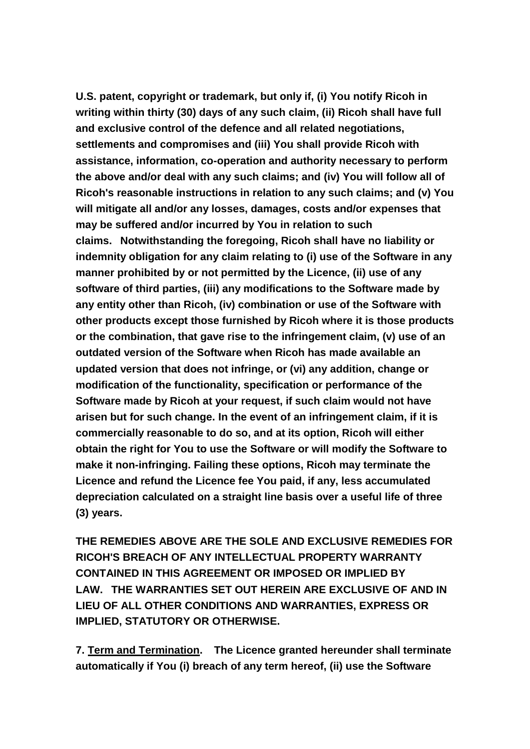**U.S. patent, copyright or trademark, but only if, (i) You notify Ricoh in writing within thirty (30) days of any such claim, (ii) Ricoh shall have full and exclusive control of the defence and all related negotiations, settlements and compromises and (iii) You shall provide Ricoh with assistance, information, co-operation and authority necessary to perform the above and/or deal with any such claims; and (iv) You will follow all of Ricoh's reasonable instructions in relation to any such claims; and (v) You will mitigate all and/or any losses, damages, costs and/or expenses that may be suffered and/or incurred by You in relation to such claims. Notwithstanding the foregoing, Ricoh shall have no liability or indemnity obligation for any claim relating to (i) use of the Software in any manner prohibited by or not permitted by the Licence, (ii) use of any software of third parties, (iii) any modifications to the Software made by any entity other than Ricoh, (iv) combination or use of the Software with other products except those furnished by Ricoh where it is those products or the combination, that gave rise to the infringement claim, (v) use of an outdated version of the Software when Ricoh has made available an updated version that does not infringe, or (vi) any addition, change or modification of the functionality, specification or performance of the Software made by Ricoh at your request, if such claim would not have arisen but for such change. In the event of an infringement claim, if it is commercially reasonable to do so, and at its option, Ricoh will either obtain the right for You to use the Software or will modify the Software to make it non-infringing. Failing these options, Ricoh may terminate the Licence and refund the Licence fee You paid, if any, less accumulated depreciation calculated on a straight line basis over a useful life of three (3) years.**

**THE REMEDIES ABOVE ARE THE SOLE AND EXCLUSIVE REMEDIES FOR RICOH'S BREACH OF ANY INTELLECTUAL PROPERTY WARRANTY CONTAINED IN THIS AGREEMENT OR IMPOSED OR IMPLIED BY LAW. THE WARRANTIES SET OUT HEREIN ARE EXCLUSIVE OF AND IN LIEU OF ALL OTHER CONDITIONS AND WARRANTIES, EXPRESS OR IMPLIED, STATUTORY OR OTHERWISE.**

**7. <u>Term and Termination</u>. The Licence granted hereunder shall terminate automatically if You (i) breach of any term hereof, (ii) use the Software**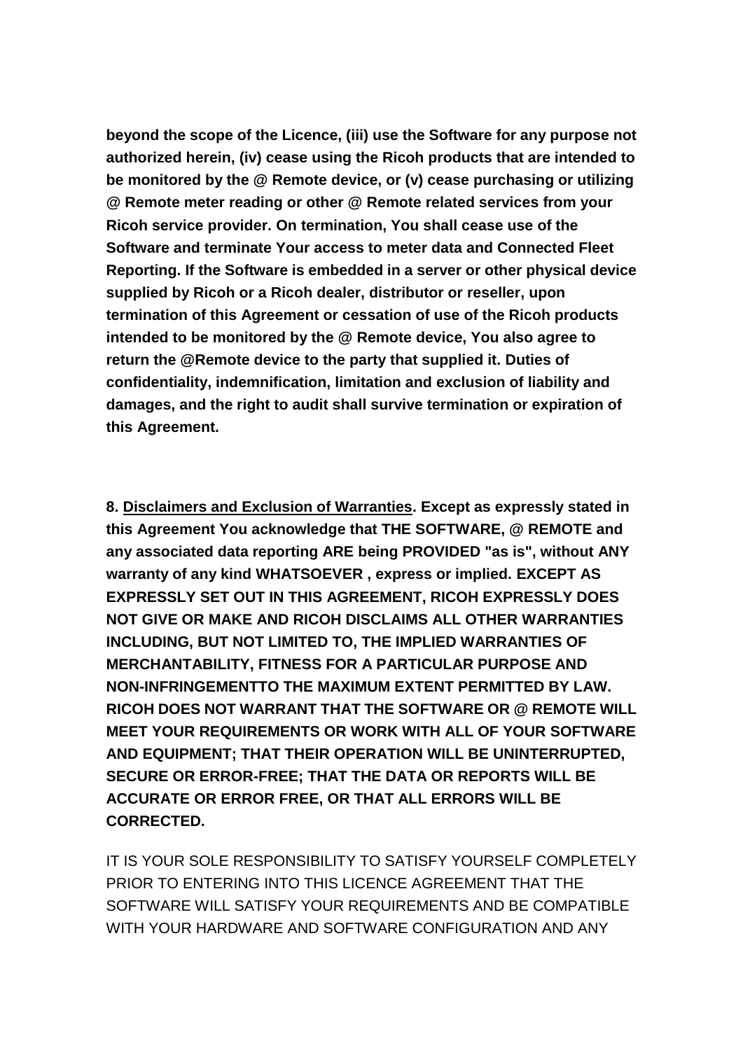**beyond the scope of the Licence, (iii) use the Software for any purpose not authorized herein, (iv) cease using the Ricoh products that are intended to be monitored by the @ Remote device, or (v) cease purchasing or utilizing @ Remote meter reading or other @ Remote related services from your Ricoh service provider. On termination, You shall cease use of the Software and terminate Your access to meter data and Connected Fleet Reporting. If the Software is embedded in a server or other physical device supplied by Ricoh or a Ricoh dealer, distributor or reseller, upon termination of this Agreement or cessation of use of the Ricoh products intended to be monitored by the @ Remote device, You also agree to return the @Remote device to the party that supplied it. Duties of confidentiality, indemnification, limitation and exclusion of liability and damages, and the right to audit shall survive termination or expiration of this Agreement.**

**8. <u>Disclaimers and Exclusion of Warranties</u>. Except as expressly stated in this Agreement You acknowledge that THE SOFTWARE, @ REMOTE and any associated data reporting ARE being PROVIDED "as is", without ANY warranty of any kind WHATSOEVER , express or implied. EXCEPT AS EXPRESSLY SET OUT IN THIS AGREEMENT, RICOH EXPRESSLY DOES NOT GIVE OR MAKE AND RICOH DISCLAIMS ALL OTHER WARRANTIES INCLUDING, BUT NOT LIMITED TO, THE IMPLIED WARRANTIES OF MERCHANTABILITY, FITNESS FOR A PARTICULAR PURPOSE AND NON-INFRINGEMENTTO THE MAXIMUM EXTENT PERMITTED BY LAW. RICOH DOES NOT WARRANT THAT THE SOFTWARE OR @ REMOTE WILL MEET YOUR REQUIREMENTS OR WORK WITH ALL OF YOUR SOFTWARE AND EQUIPMENT; THAT THEIR OPERATION WILL BE UNINTERRUPTED, SECURE OR ERROR-FREE; THAT THE DATA OR REPORTS WILL BE ACCURATE OR ERROR FREE, OR THAT ALL ERRORS WILL BE CORRECTED.**

IT IS YOUR SOLE RESPONSIBILITY TO SATISFY YOURSELF COMPLETELY PRIOR TO ENTERING INTO THIS LICENCE AGREEMENT THAT THE SOFTWARE WILL SATISFY YOUR REQUIREMENTS AND BE COMPATIBLE WITH YOUR HARDWARE AND SOFTWARE CONFIGURATION AND ANY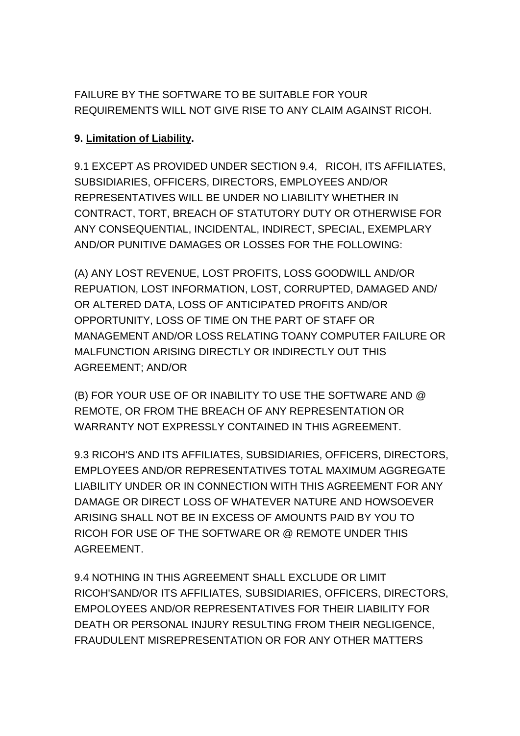FAILURE BY THE SOFTWARE TO BE SUITABLE FOR YOUR REQUIREMENTS WILL NOT GIVE RISE TO ANY CLAIM AGAINST RICOH.

**9. Limitation of Liability.**

9.1 EXCEPT AS PROVIDED UNDER SECTION 9.4, RICOH, ITS AFFILIATES, SUBSIDIARIES, OFFICERS, DIRECTORS, EMPLOYEES AND/OR REPRESENTATIVES WILL BE UNDER NO LIABILITY WHETHER IN CONTRACT, TORT, BREACH OF STATUTORY DUTY OR OTHERWISE FOR ANY CONSEQUENTIAL, INCIDENTAL, INDIRECT, SPECIAL, EXEMPLARY AND/OR PUNITIVE DAMAGES OR LOSSES FOR THE FOLLOWING:

(A) ANY LOST REVENUE, LOST PROFITS, LOSS GOODWILL AND/OR REPUATION, LOST INFORMATION, LOST, CORRUPTED, DAMAGED AND/ OR ALTERED DATA, LOSS OF ANTICIPATED PROFITS AND/OR OPPORTUNITY, LOSS OF TIME ON THE PART OF STAFF OR MANAGEMENT AND/OR LOSS RELATING TOANY COMPUTER FAILURE OR MALFUNCTION ARISING DIRECTLY OR INDIRECTLY OUT THIS AGREEMENT; AND/OR

(B) FOR YOUR USE OF OR INABILITY TO USE THE SOFTWARE AND @ REMOTE, OR FROM THE BREACH OF ANY REPRESENTATION OR WARRANTY NOT EXPRESSLY CONTAINED IN THIS AGREEMENT.

9.3 RICOH'S AND ITS AFFILIATES, SUBSIDIARIES, OFFICERS, DIRECTORS, EMPLOYEES AND/OR REPRESENTATIVES TOTAL MAXIMUM AGGREGATE LIABILITY UNDER OR IN CONNECTION WITH THIS AGREEMENT FOR ANY DAMAGE OR DIRECT LOSS OF WHATEVER NATURE AND HOWSOEVER ARISING SHALL NOT BE IN EXCESS OF AMOUNTS PAID BY YOU TO RICOH FOR USE OF THE SOFTWARE OR @ REMOTE UNDER THIS AGREEMENT.

9.4 NOTHING IN THIS AGREEMENT SHALL EXCLUDE OR LIMIT RICOH'SAND/OR ITS AFFILIATES, SUBSIDIARIES, OFFICERS, DIRECTORS, EMPOLOYEES AND/OR REPRESENTATIVES FOR THEIR LIABILITY FOR DEATH OR PERSONAL INJURY RESULTING FROM THEIR NEGLIGENCE, FRAUDULENT MISREPRESENTATION OR FOR ANY OTHER MATTERS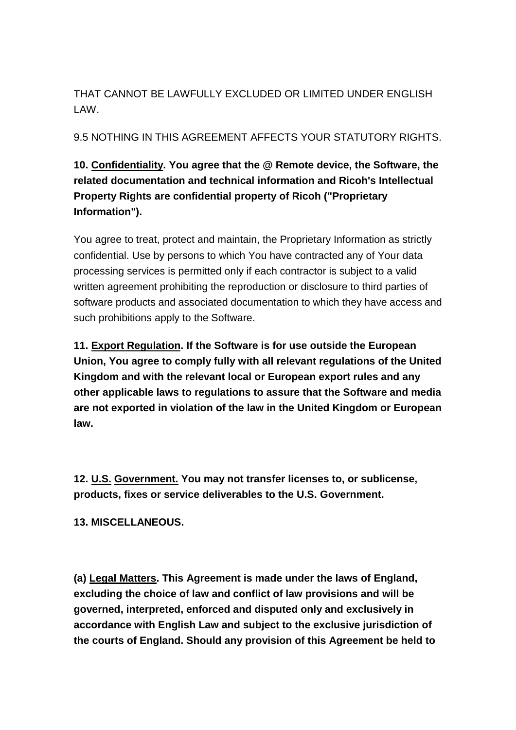THAT CANNOT BE LAWFULLY EXCLUDED OR LIMITED UNDER ENGLISH LAW.

9.5 NOTHING IN THIS AGREEMENT AFFECTS YOUR STATUTORY RIGHTS.

**10. Confidentiality. You agree that the @ Remote device, the Software, the related documentation and technical information and Ricoh's Intellectual Property Rights are confidential property of Ricoh ("Proprietary Information").**

You agree to treat, protect and maintain, the Proprietary Information as strictly confidential. Use by persons to which You have contracted any of Your data processing services is permitted only if each contractor is subject to a valid written agreement prohibiting the reproduction or disclosure to third parties of software products and associated documentation to which they have access and such prohibitions apply to the Software.

**11. Export Regulation. If the Software is for use outside the European Union, You agree to comply fully with all relevant regulations of the United Kingdom and with the relevant local or European export rules and any other applicable laws to regulations to assure that the Software and media are not exported in violation of the law in the United Kingdom or European law.**

**12. U.S. Government. You may not transfer licenses to, or sublicense, products, fixes or service deliverables to the U.S. Government.**

**13. MISCELLANEOUS.**

**(a) Legal Matters. This Agreement is made under the laws of England, excluding the choice of law and conflict of law provisions and will be governed, interpreted, enforced and disputed only and exclusively in accordance with English Law and subject to the exclusive jurisdiction of the courts of England. Should any provision of this Agreement be held to**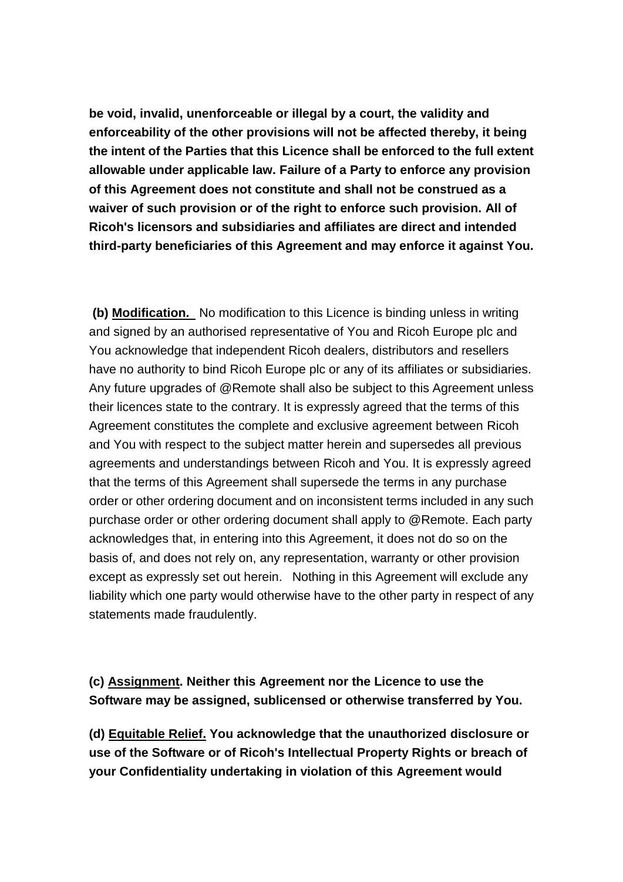**be void, invalid, unenforceable or illegal by a court, the validity and enforceability of the other provisions will not be affected thereby, it being the intent of the Parties that this Licence shall be enforced to the full extent allowable under applicable law. Failure of a Party to enforce any provision of this Agreement does not constitute and shall not be construed as a waiver of such provision or of the right to enforce such provision. All of Ricoh's licensors and subsidiaries and affiliates are direct and intended third-party beneficiaries of this Agreement and may enforce it against You.**

**(b) Modification.** No modification to this Licence is binding unless in writing and signed by an authorised representative of You and Ricoh Europe plc and You acknowledge that independent Ricoh dealers, distributors and resellers have no authority to bind Ricoh Europe plc or any of its affiliates or subsidiaries. Any future upgrades of @Remote shall also be subject to this Agreement unless their licences state to the contrary. It is expressly agreed that the terms of this Agreement constitutes the complete and exclusive agreement between Ricoh and You with respect to the subject matter herein and supersedes all previous agreements and understandings between Ricoh and You. It is expressly agreed that the terms of this Agreement shall supersede the terms in any purchase order or other ordering document and on inconsistent terms included in any such purchase order or other ordering document shall apply to @Remote. Each party acknowledges that, in entering into this Agreement, it does not do so on the basis of, and does not rely on, any representation, warranty or other provision except as expressly set out herein. Nothing in this Agreement will exclude any liability which one party would otherwise have to the other party in respect of any statements made fraudulently.

**(c) Assignment. Neither this Agreement nor the Licence to use the Software may be assigned, sublicensed or otherwise transferred by You.**

**(d) Equitable Relief. You acknowledge that the unauthorized disclosure or use of the Software or of Ricoh's Intellectual Property Rights or breach of your Confidentiality undertaking in violation of this Agreement would**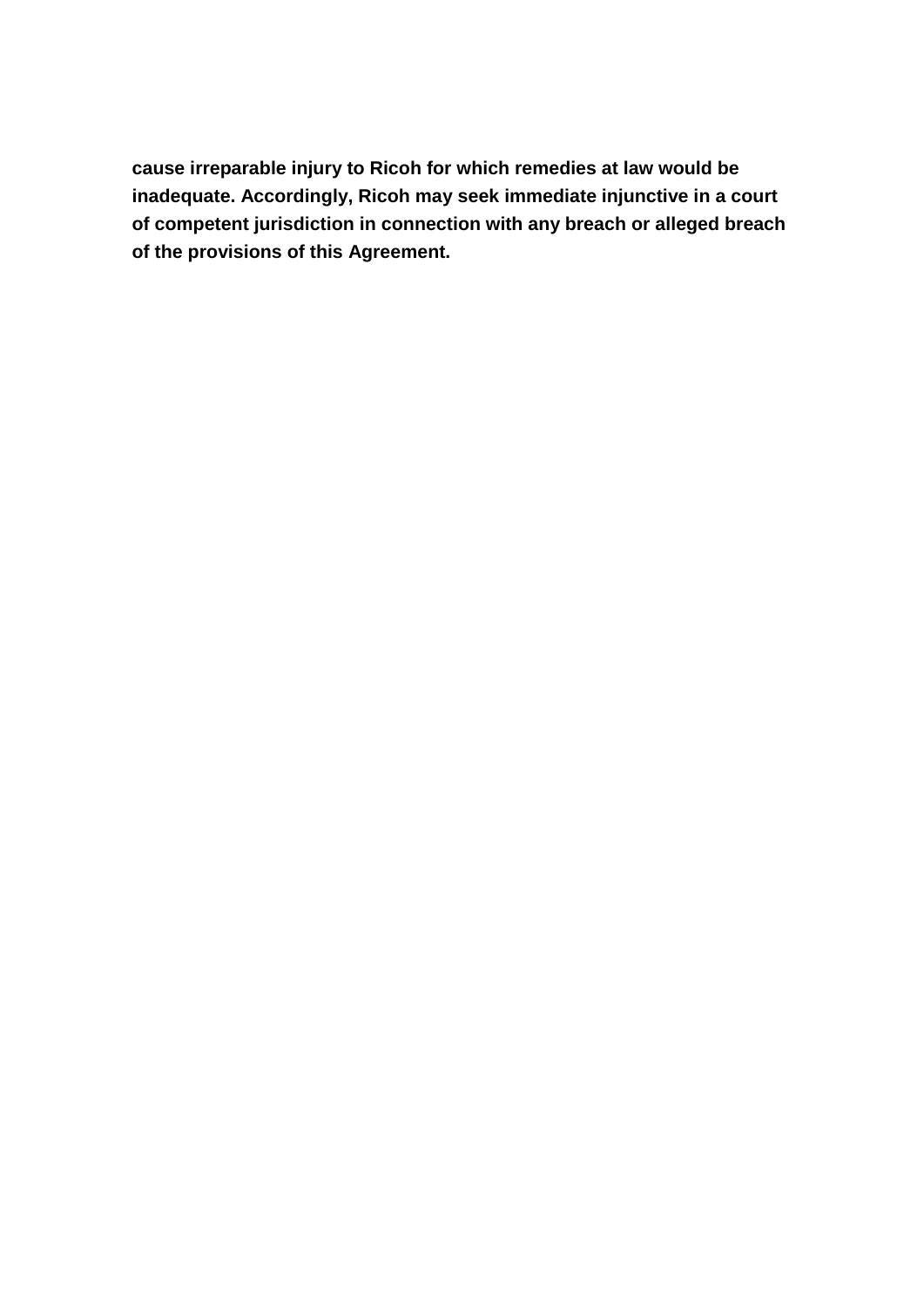**cause irreparable injury to Ricoh for which remedies at law would be inadequate. Accordingly, Ricoh may seek immediate injunctive in a court of competent jurisdiction in connection with any breach or alleged breach of the provisions of this Agreement.**